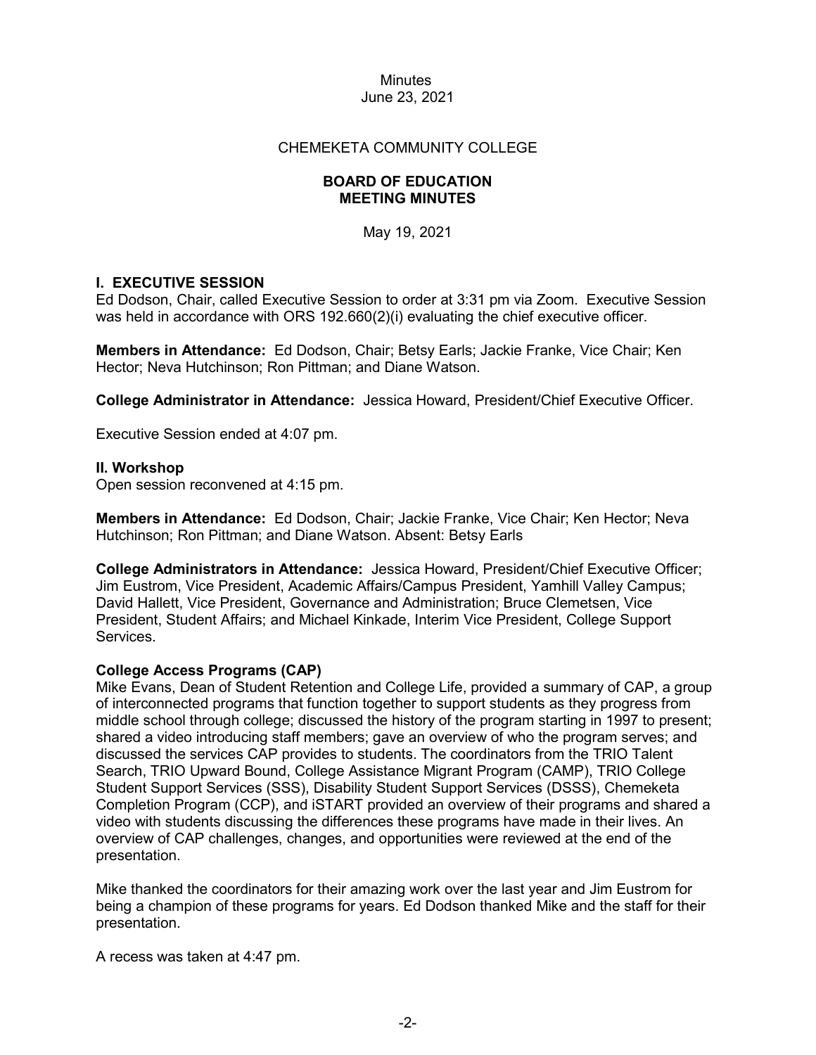Minutes
June 23, 2021

CHEMEKETA COMMUNITY COLLEGE

# BOARD OF EDUCATION MEETING MINUTES

May 19, 2021

## I. EXECUTIVE SESSION

Ed Dodson, Chair, called Executive Session to order at 3:31 pm via Zoom. Executive Session was held in accordance with ORS 192.660(2)(i) evaluating the chief executive officer.

**Members in Attendance:** Ed Dodson, Chair; Betsy Earls; Jackie Franke, Vice Chair; Ken Hector; Neva Hutchinson; Ron Pittman; and Diane Watson.

**College Administrator in Attendance:** Jessica Howard, President/Chief Executive Officer.

Executive Session ended at 4:07 pm.

## II. Workshop

Open session reconvened at 4:15 pm.

**Members in Attendance:** Ed Dodson, Chair; Jackie Franke, Vice Chair; Ken Hector; Neva Hutchinson; Ron Pittman; and Diane Watson. Absent: Betsy Earls

**College Administrators in Attendance:** Jessica Howard, President/Chief Executive Officer; Jim Eustrom, Vice President, Academic Affairs/Campus President, Yamhill Valley Campus; David Hallett, Vice President, Governance and Administration; Bruce Clemetsen, Vice President, Student Affairs; and Michael Kinkade, Interim Vice President, College Support Services.

### College Access Programs (CAP)

Mike Evans, Dean of Student Retention and College Life, provided a summary of CAP, a group of interconnected programs that function together to support students as they progress from middle school through college; discussed the history of the program starting in 1997 to present; shared a video introducing staff members; gave an overview of who the program serves; and discussed the services CAP provides to students. The coordinators from the TRIO Talent Search, TRIO Upward Bound, College Assistance Migrant Program (CAMP), TRIO College Student Support Services (SSS), Disability Student Support Services (DSSS), Chemeketa Completion Program (CCP), and iSTART provided an overview of their programs and shared a video with students discussing the differences these programs have made in their lives. An overview of CAP challenges, changes, and opportunities were reviewed at the end of the presentation.

Mike thanked the coordinators for their amazing work over the last year and Jim Eustrom for being a champion of these programs for years. Ed Dodson thanked Mike and the staff for their presentation.

A recess was taken at 4:47 pm.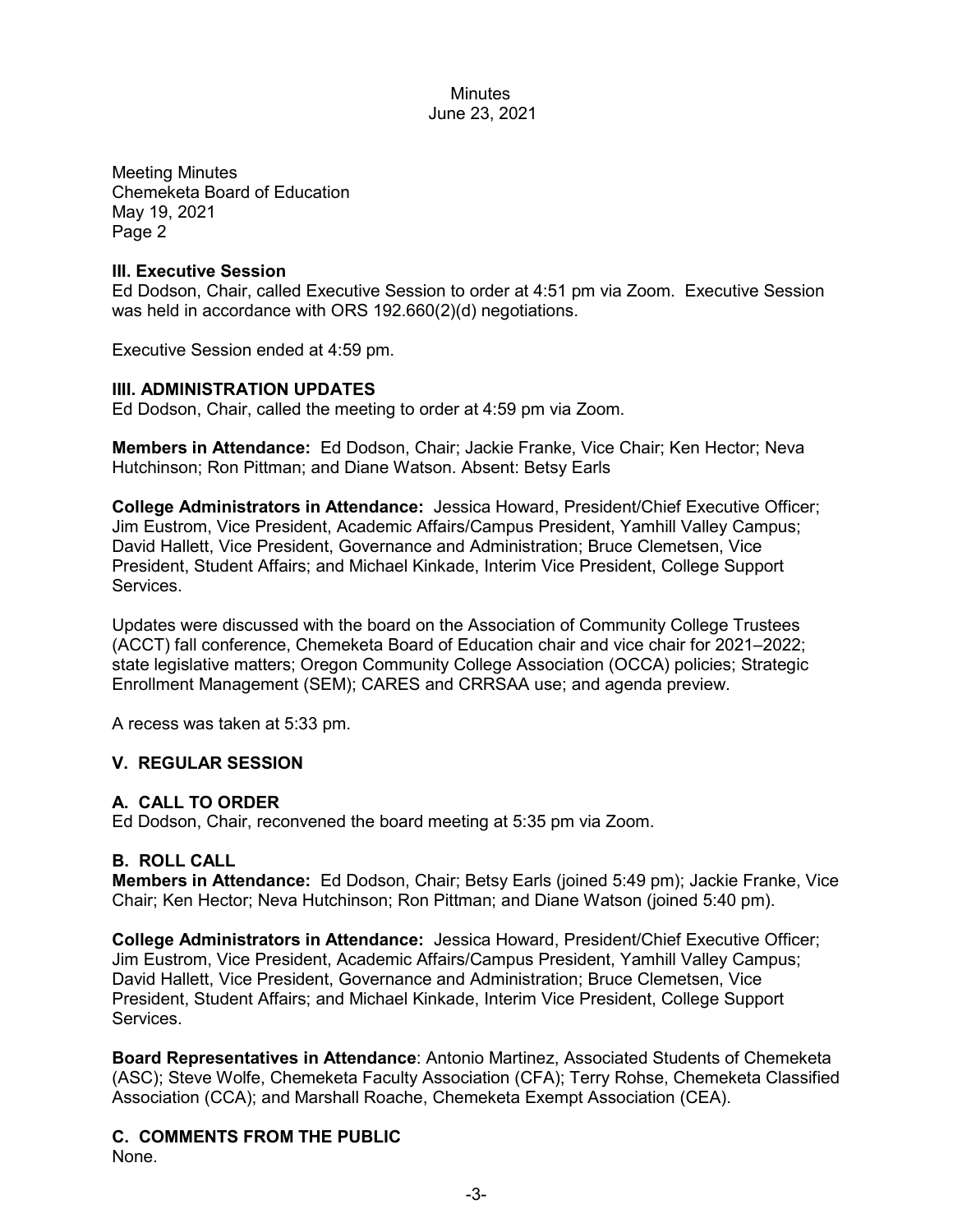Meeting Minutes
Chemeketa Board of Education
May 19, 2021
Page 2

### III. Executive Session

Ed Dodson, Chair, called Executive Session to order at 4:51 pm via Zoom. Executive Session was held in accordance with ORS 192.660(2)(d) negotiations.

Executive Session ended at 4:59 pm.

### IIII. ADMINISTRATION UPDATES

Ed Dodson, Chair, called the meeting to order at 4:59 pm via Zoom.

**Members in Attendance:** Ed Dodson, Chair; Jackie Franke, Vice Chair; Ken Hector; Neva Hutchinson; Ron Pittman; and Diane Watson. Absent: Betsy Earls

**College Administrators in Attendance:** Jessica Howard, President/Chief Executive Officer; Jim Eustrom, Vice President, Academic Affairs/Campus President, Yamhill Valley Campus; David Hallett, Vice President, Governance and Administration; Bruce Clemetsen, Vice President, Student Affairs; and Michael Kinkade, Interim Vice President, College Support Services.

Updates were discussed with the board on the Association of Community College Trustees (ACCT) fall conference, Chemeketa Board of Education chair and vice chair for 2021–2022; state legislative matters; Oregon Community College Association (OCCA) policies; Strategic Enrollment Management (SEM); CARES and CRRSAA use; and agenda preview.

A recess was taken at 5:33 pm.

### V. REGULAR SESSION

#### A. CALL TO ORDER

Ed Dodson, Chair, reconvened the board meeting at 5:35 pm via Zoom.

#### B. ROLL CALL

**Members in Attendance:** Ed Dodson, Chair; Betsy Earls (joined 5:49 pm); Jackie Franke, Vice Chair; Ken Hector; Neva Hutchinson; Ron Pittman; and Diane Watson (joined 5:40 pm).

**College Administrators in Attendance:** Jessica Howard, President/Chief Executive Officer; Jim Eustrom, Vice President, Academic Affairs/Campus President, Yamhill Valley Campus; David Hallett, Vice President, Governance and Administration; Bruce Clemetsen, Vice President, Student Affairs; and Michael Kinkade, Interim Vice President, College Support Services.

**Board Representatives in Attendance**: Antonio Martinez, Associated Students of Chemeketa (ASC); Steve Wolfe, Chemeketa Faculty Association (CFA); Terry Rohse, Chemeketa Classified Association (CCA); and Marshall Roache, Chemeketa Exempt Association (CEA).

#### C. COMMENTS FROM THE PUBLIC

None.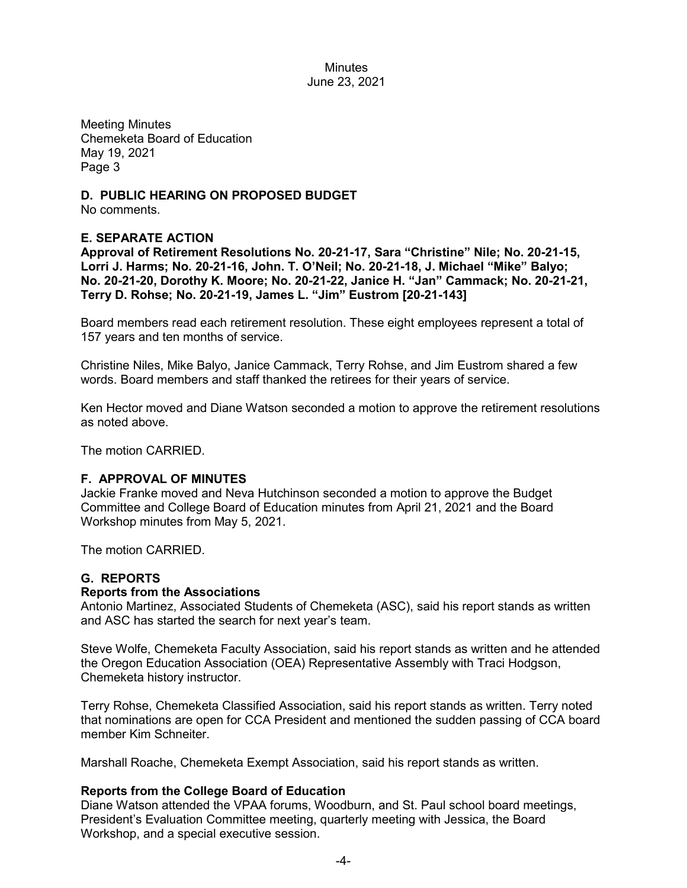Meeting Minutes
Chemeketa Board of Education
May 19, 2021
Page 3

### D. PUBLIC HEARING ON PROPOSED BUDGET

No comments.

### E. SEPARATE ACTION

**Approval of Retirement Resolutions No. 20-21-17, Sara "Christine" Nile; No. 20-21-15, Lorri J. Harms; No. 20-21-16, John. T. O'Neil; No. 20-21-18, J. Michael "Mike" Balyo; No. 20-21-20, Dorothy K. Moore; No. 20-21-22, Janice H. "Jan" Cammack; No. 20-21-21, Terry D. Rohse; No. 20-21-19, James L. "Jim" Eustrom [20-21-143]**

Board members read each retirement resolution. These eight employees represent a total of 157 years and ten months of service.

Christine Niles, Mike Balyo, Janice Cammack, Terry Rohse, and Jim Eustrom shared a few words. Board members and staff thanked the retirees for their years of service.

Ken Hector moved and Diane Watson seconded a motion to approve the retirement resolutions as noted above.

The motion CARRIED.

### F. APPROVAL OF MINUTES

Jackie Franke moved and Neva Hutchinson seconded a motion to approve the Budget Committee and College Board of Education minutes from April 21, 2021 and the Board Workshop minutes from May 5, 2021.

The motion CARRIED.

### G. REPORTS

**Reports from the Associations**

Antonio Martinez, Associated Students of Chemeketa (ASC), said his report stands as written and ASC has started the search for next year's team.

Steve Wolfe, Chemeketa Faculty Association, said his report stands as written and he attended the Oregon Education Association (OEA) Representative Assembly with Traci Hodgson, Chemeketa history instructor.

Terry Rohse, Chemeketa Classified Association, said his report stands as written. Terry noted that nominations are open for CCA President and mentioned the sudden passing of CCA board member Kim Schneiter.

Marshall Roache, Chemeketa Exempt Association, said his report stands as written.

**Reports from the College Board of Education**

Diane Watson attended the VPAA forums, Woodburn, and St. Paul school board meetings, President's Evaluation Committee meeting, quarterly meeting with Jessica, the Board Workshop, and a special executive session.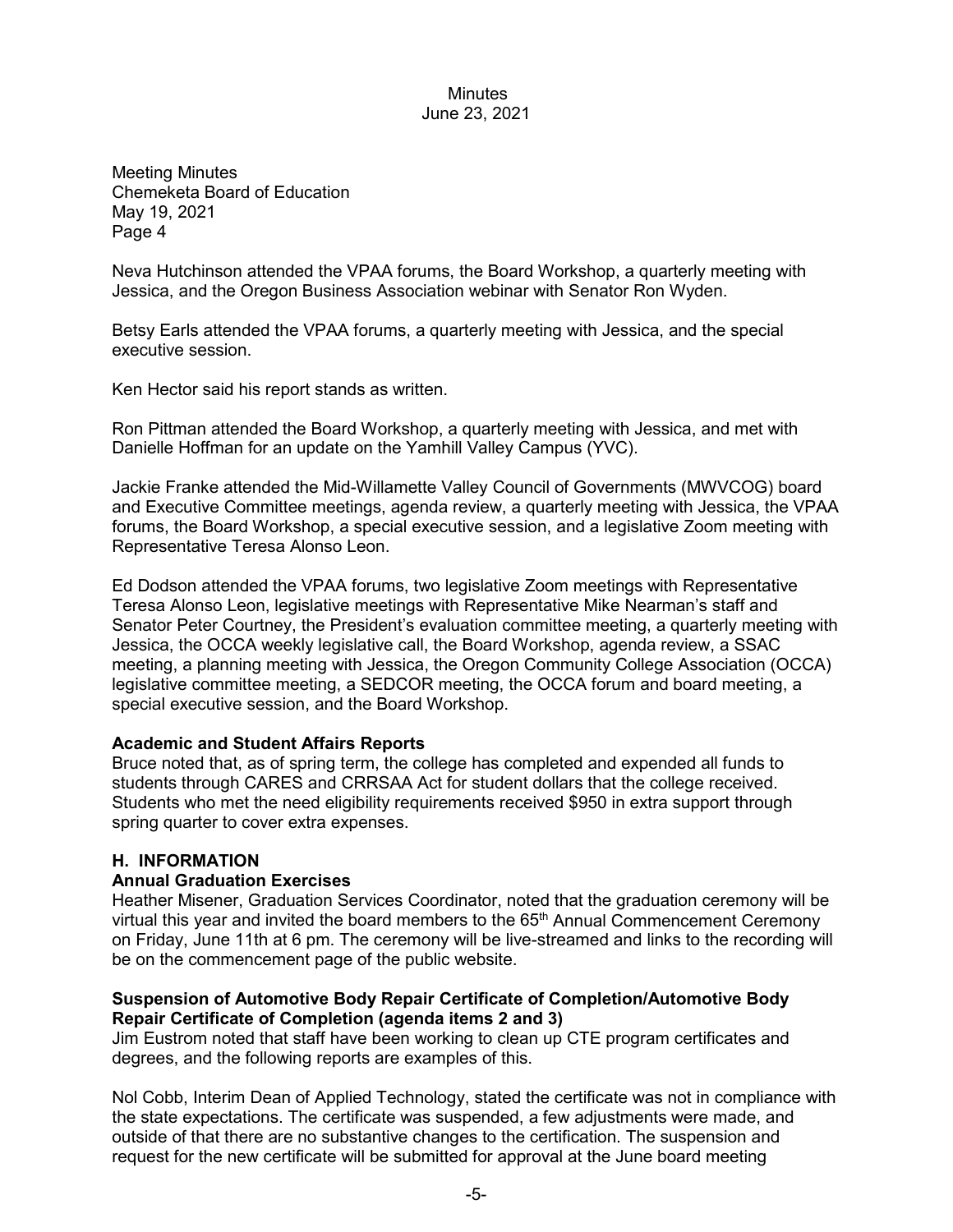Meeting Minutes
Chemeketa Board of Education
May 19, 2021
Page 4

Neva Hutchinson attended the VPAA forums, the Board Workshop, a quarterly meeting with Jessica, and the Oregon Business Association webinar with Senator Ron Wyden.

Betsy Earls attended the VPAA forums, a quarterly meeting with Jessica, and the special executive session.

Ken Hector said his report stands as written.

Ron Pittman attended the Board Workshop, a quarterly meeting with Jessica, and met with Danielle Hoffman for an update on the Yamhill Valley Campus (YVC).

Jackie Franke attended the Mid-Willamette Valley Council of Governments (MWVCOG) board and Executive Committee meetings, agenda review, a quarterly meeting with Jessica, the VPAA forums, the Board Workshop, a special executive session, and a legislative Zoom meeting with Representative Teresa Alonso Leon.

Ed Dodson attended the VPAA forums, two legislative Zoom meetings with Representative Teresa Alonso Leon, legislative meetings with Representative Mike Nearman's staff and Senator Peter Courtney, the President's evaluation committee meeting, a quarterly meeting with Jessica, the OCCA weekly legislative call, the Board Workshop, agenda review, a SSAC meeting, a planning meeting with Jessica, the Oregon Community College Association (OCCA) legislative committee meeting, a SEDCOR meeting, the OCCA forum and board meeting, a special executive session, and the Board Workshop.

**Academic and Student Affairs Reports**

Bruce noted that, as of spring term, the college has completed and expended all funds to students through CARES and CRRSAA Act for student dollars that the college received. Students who met the need eligibility requirements received $950 in extra support through spring quarter to cover extra expenses.

## H. INFORMATION

**Annual Graduation Exercises**

Heather Misener, Graduation Services Coordinator, noted that the graduation ceremony will be virtual this year and invited the board members to the 65th Annual Commencement Ceremony on Friday, June 11th at 6 pm. The ceremony will be live-streamed and links to the recording will be on the commencement page of the public website.

**Suspension of Automotive Body Repair Certificate of Completion/Automotive Body Repair Certificate of Completion (agenda items 2 and 3)**

Jim Eustrom noted that staff have been working to clean up CTE program certificates and degrees, and the following reports are examples of this.

Nol Cobb, Interim Dean of Applied Technology, stated the certificate was not in compliance with the state expectations. The certificate was suspended, a few adjustments were made, and outside of that there are no substantive changes to the certification. The suspension and request for the new certificate will be submitted for approval at the June board meeting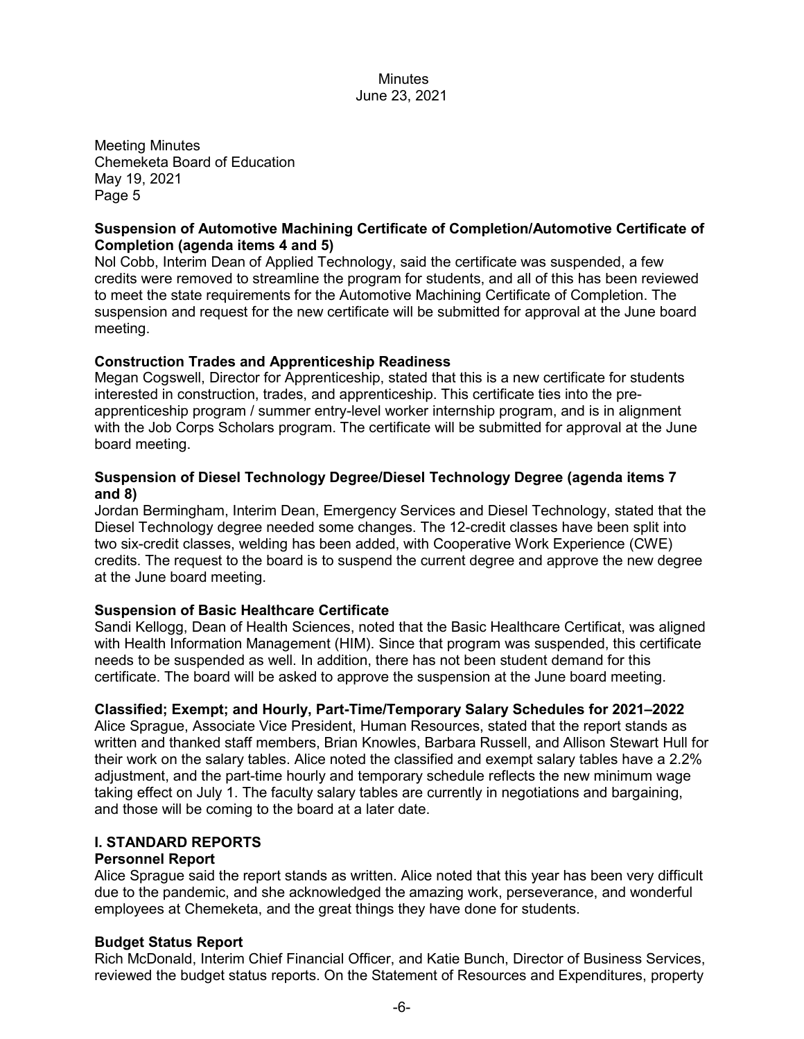Meeting Minutes
Chemeketa Board of Education
May 19, 2021
Page 5

**Suspension of Automotive Machining Certificate of Completion/Automotive Certificate of Completion (agenda items 4 and 5)**

Nol Cobb, Interim Dean of Applied Technology, said the certificate was suspended, a few credits were removed to streamline the program for students, and all of this has been reviewed to meet the state requirements for the Automotive Machining Certificate of Completion. The suspension and request for the new certificate will be submitted for approval at the June board meeting.

**Construction Trades and Apprenticeship Readiness**

Megan Cogswell, Director for Apprenticeship, stated that this is a new certificate for students interested in construction, trades, and apprenticeship. This certificate ties into the pre-apprenticeship program / summer entry-level worker internship program, and is in alignment with the Job Corps Scholars program. The certificate will be submitted for approval at the June board meeting.

**Suspension of Diesel Technology Degree/Diesel Technology Degree (agenda items 7 and 8)**

Jordan Bermingham, Interim Dean, Emergency Services and Diesel Technology, stated that the Diesel Technology degree needed some changes. The 12-credit classes have been split into two six-credit classes, welding has been added, with Cooperative Work Experience (CWE) credits. The request to the board is to suspend the current degree and approve the new degree at the June board meeting.

**Suspension of Basic Healthcare Certificate**

Sandi Kellogg, Dean of Health Sciences, noted that the Basic Healthcare Certificat, was aligned with Health Information Management (HIM). Since that program was suspended, this certificate needs to be suspended as well. In addition, there has not been student demand for this certificate. The board will be asked to approve the suspension at the June board meeting.

**Classified; Exempt; and Hourly, Part-Time/Temporary Salary Schedules for 2021–2022**

Alice Sprague, Associate Vice President, Human Resources, stated that the report stands as written and thanked staff members, Brian Knowles, Barbara Russell, and Allison Stewart Hull for their work on the salary tables. Alice noted the classified and exempt salary tables have a 2.2% adjustment, and the part-time hourly and temporary schedule reflects the new minimum wage taking effect on July 1. The faculty salary tables are currently in negotiations and bargaining, and those will be coming to the board at a later date.

## I. STANDARD REPORTS

**Personnel Report**

Alice Sprague said the report stands as written. Alice noted that this year has been very difficult due to the pandemic, and she acknowledged the amazing work, perseverance, and wonderful employees at Chemeketa, and the great things they have done for students.

**Budget Status Report**

Rich McDonald, Interim Chief Financial Officer, and Katie Bunch, Director of Business Services, reviewed the budget status reports. On the Statement of Resources and Expenditures, property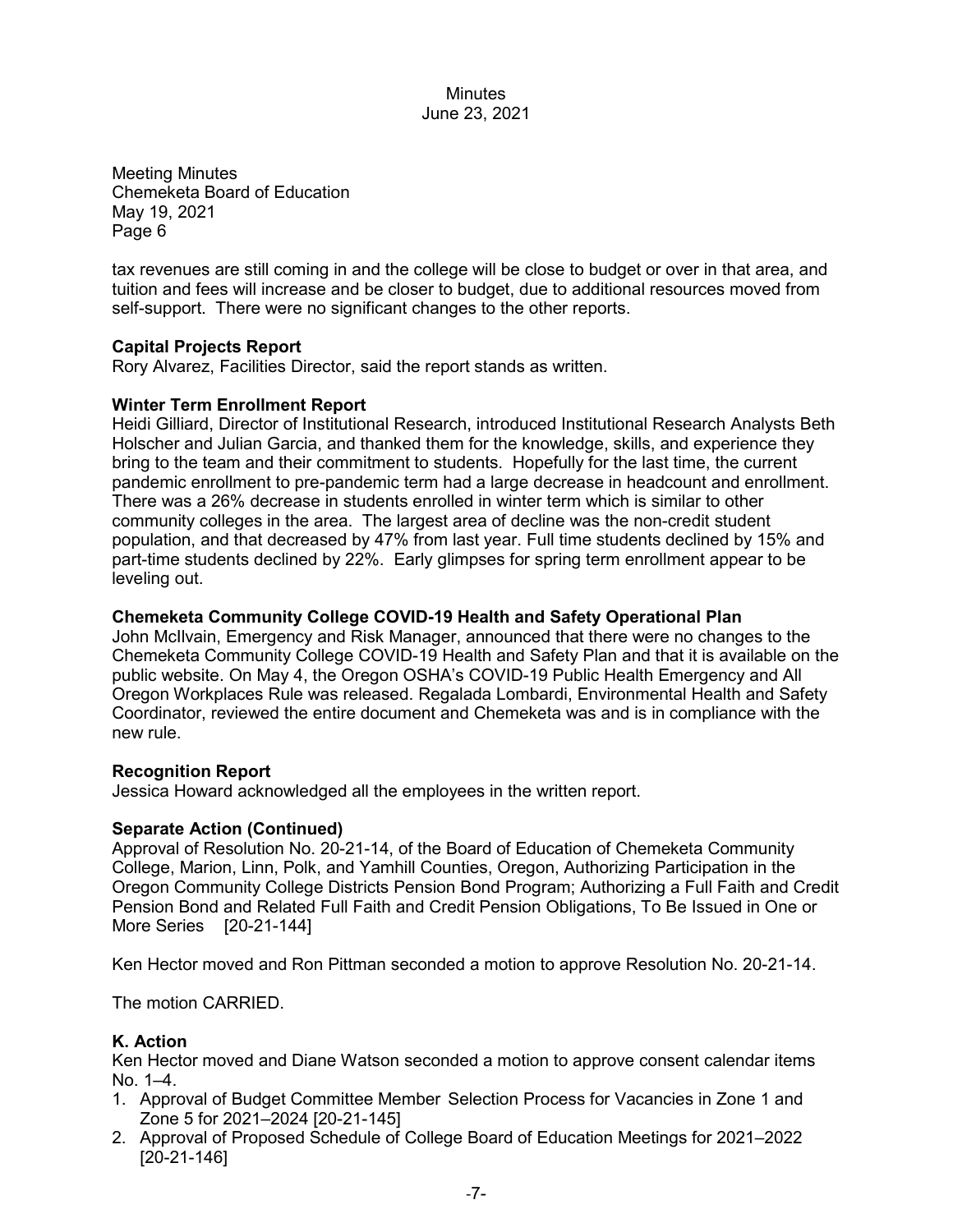tax revenues are still coming in and the college will be close to budget or over in that area, and tuition and fees will increase and be closer to budget, due to additional resources moved from self-support. There were no significant changes to the other reports.

**Capital Projects Report**
Rory Alvarez, Facilities Director, said the report stands as written.

**Winter Term Enrollment Report**
Heidi Gilliard, Director of Institutional Research, introduced Institutional Research Analysts Beth Holscher and Julian Garcia, and thanked them for the knowledge, skills, and experience they bring to the team and their commitment to students. Hopefully for the last time, the current pandemic enrollment to pre-pandemic term had a large decrease in headcount and enrollment. There was a 26% decrease in students enrolled in winter term which is similar to other community colleges in the area. The largest area of decline was the non-credit student population, and that decreased by 47% from last year. Full time students declined by 15% and part-time students declined by 22%. Early glimpses for spring term enrollment appear to be leveling out.

**Chemeketa Community College COVID-19 Health and Safety Operational Plan**
John McIlvain, Emergency and Risk Manager, announced that there were no changes to the Chemeketa Community College COVID-19 Health and Safety Plan and that it is available on the public website. On May 4, the Oregon OSHA's COVID-19 Public Health Emergency and All Oregon Workplaces Rule was released. Regalada Lombardi, Environmental Health and Safety Coordinator, reviewed the entire document and Chemeketa was and is in compliance with the new rule.

**Recognition Report**
Jessica Howard acknowledged all the employees in the written report.

**Separate Action (Continued)**
Approval of Resolution No. 20-21-14, of the Board of Education of Chemeketa Community College, Marion, Linn, Polk, and Yamhill Counties, Oregon, Authorizing Participation in the Oregon Community College Districts Pension Bond Program; Authorizing a Full Faith and Credit Pension Bond and Related Full Faith and Credit Pension Obligations, To Be Issued in One or More Series [20-21-144]

Ken Hector moved and Ron Pittman seconded a motion to approve Resolution No. 20-21-14.

The motion CARRIED.

**K. Action**
Ken Hector moved and Diane Watson seconded a motion to approve consent calendar items No. 1–4.

1. Approval of Budget Committee Member Selection Process for Vacancies in Zone 1 and Zone 5 for 2021–2024 [20-21-145]
2. Approval of Proposed Schedule of College Board of Education Meetings for 2021–2022 [20-21-146]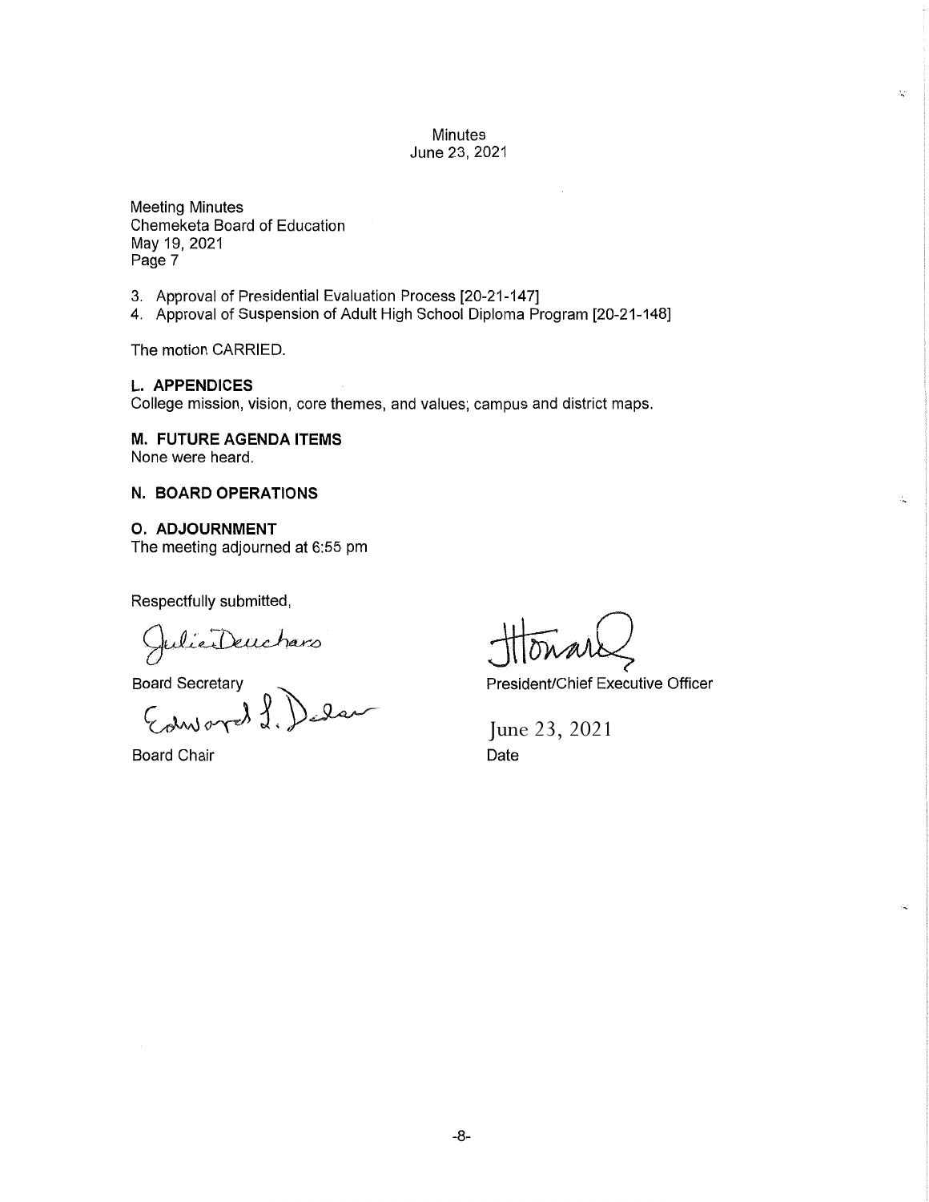Meeting Minutes
Chemeketa Board of Education
May 19, 2021
Page 7

3. Approval of Presidential Evaluation Process [20-21-147]
4. Approval of Suspension of Adult High School Diploma Program [20-21-148]

The motion CARRIED.

**L. APPENDICES**
College mission, vision, core themes, and values; campus and district maps.

**M. FUTURE AGENDA ITEMS**
None were heard.

**N. BOARD OPERATIONS**

**O. ADJOURNMENT**
The meeting adjourned at 6:55 pm

Respectfully submitted,

Julie Deuchars
Board Secretary

Edward L. Dodson
Board Chair

J Howard
President/Chief Executive Officer

June 23, 2021
Date